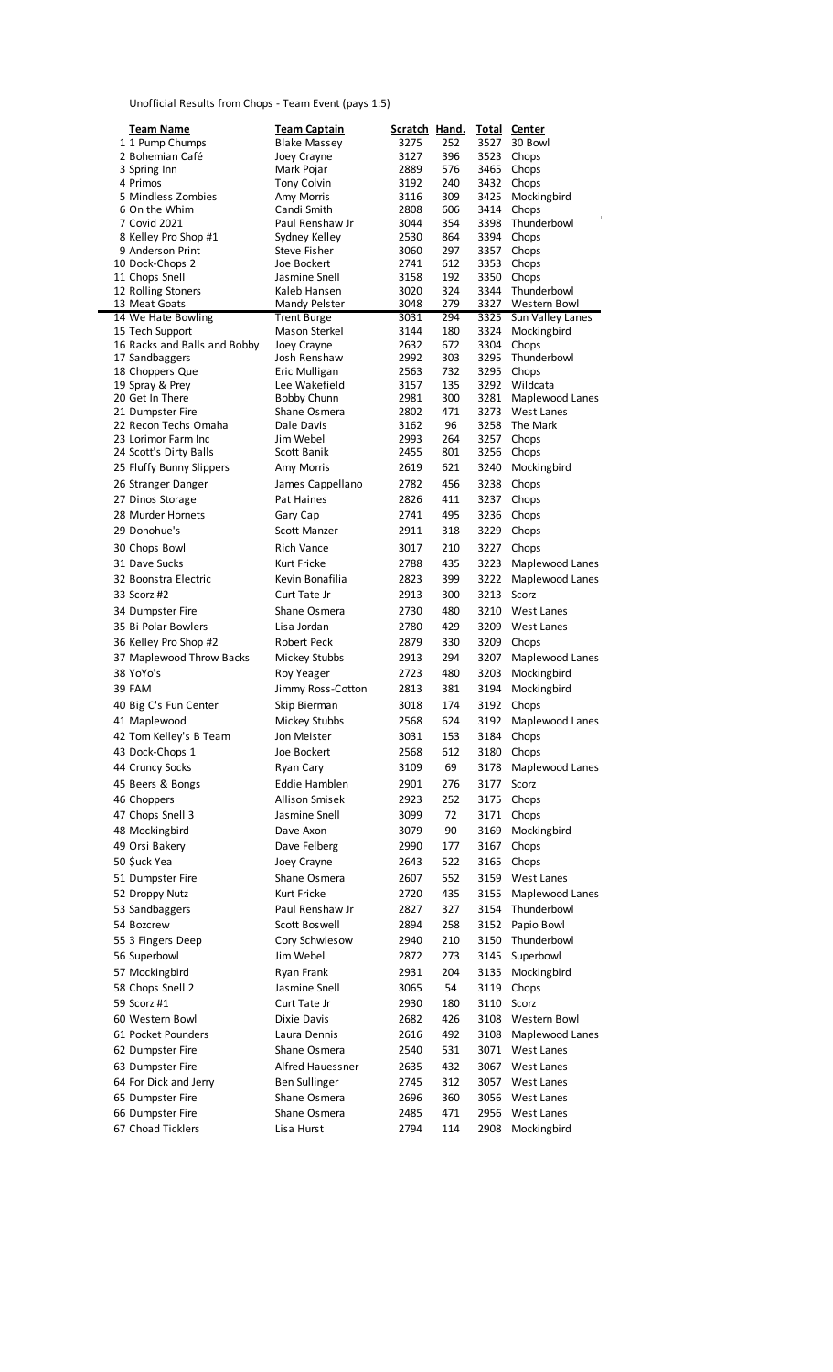Unofficial Results from Chops - Team Event (pays 1:5)

| Team Name | Team Captain | Scratch | Hand. | Total | Center |
|---|---|---|---|---|---|
| 1 1 Pump Chumps | Blake Massey | 3275 | 252 | 3527 | 30 Bowl |
| 2 Bohemian Café | Joey Crayne | 3127 | 396 | 3523 | Chops |
| 3 Spring Inn | Mark Pojar | 2889 | 576 | 3465 | Chops |
| 4 Primos | Tony Colvin | 3192 | 240 | 3432 | Chops |
| 5 Mindless Zombies | Amy Morris | 3116 | 309 | 3425 | Mockingbird |
| 6 On the Whim | Candi Smith | 2808 | 606 | 3414 | Chops |
| 7 Covid 2021 | Paul Renshaw Jr | 3044 | 354 | 3398 | Thunderbowl |
| 8 Kelley Pro Shop #1 | Sydney Kelley | 2530 | 864 | 3394 | Chops |
| 9 Anderson Print | Steve Fisher | 3060 | 297 | 3357 | Chops |
| 10 Dock-Chops 2 | Joe Bockert | 2741 | 612 | 3353 | Chops |
| 11 Chops Snell | Jasmine Snell | 3158 | 192 | 3350 | Chops |
| 12 Rolling Stoners | Kaleb Hansen | 3020 | 324 | 3344 | Thunderbowl |
| 13 Meat Goats | Mandy Pelster | 3048 | 279 | 3327 | Western Bowl |
| 14 We Hate Bowling | Trent Burge | 3031 | 294 | 3325 | Sun Valley Lanes |
| 15 Tech Support | Mason Sterkel | 3144 | 180 | 3324 | Mockingbird |
| 16 Racks and Balls and Bobby | Joey Crayne | 2632 | 672 | 3304 | Chops |
| 17 Sandbaggers | Josh Renshaw | 2992 | 303 | 3295 | Thunderbowl |
| 18 Choppers Que | Eric Mulligan | 2563 | 732 | 3295 | Chops |
| 19 Spray & Prey | Lee Wakefield | 3157 | 135 | 3292 | Wildcata |
| 20 Get In There | Bobby Chunn | 2981 | 300 | 3281 | Maplewood Lanes |
| 21 Dumpster Fire | Shane Osmera | 2802 | 471 | 3273 | West Lanes |
| 22 Recon Techs Omaha | Dale Davis | 3162 | 96 | 3258 | The Mark |
| 23 Lorimor Farm Inc | Jim Webel | 2993 | 264 | 3257 | Chops |
| 24 Scott's Dirty Balls | Scott Banik | 2455 | 801 | 3256 | Chops |
| 25 Fluffy Bunny Slippers | Amy Morris | 2619 | 621 | 3240 | Mockingbird |
| 26 Stranger Danger | James Cappellano | 2782 | 456 | 3238 | Chops |
| 27 Dinos Storage | Pat Haines | 2826 | 411 | 3237 | Chops |
| 28 Murder Hornets | Gary Cap | 2741 | 495 | 3236 | Chops |
| 29 Donohue's | Scott Manzer | 2911 | 318 | 3229 | Chops |
| 30 Chops Bowl | Rich Vance | 3017 | 210 | 3227 | Chops |
| 31 Dave Sucks | Kurt Fricke | 2788 | 435 | 3223 | Maplewood Lanes |
| 32 Boonstra Electric | Kevin Bonafilia | 2823 | 399 | 3222 | Maplewood Lanes |
| 33 Scorz #2 | Curt Tate Jr | 2913 | 300 | 3213 | Scorz |
| 34 Dumpster Fire | Shane Osmera | 2730 | 480 | 3210 | West Lanes |
| 35 Bi Polar Bowlers | Lisa Jordan | 2780 | 429 | 3209 | West Lanes |
| 36 Kelley Pro Shop #2 | Robert Peck | 2879 | 330 | 3209 | Chops |
| 37 Maplewood Throw Backs | Mickey Stubbs | 2913 | 294 | 3207 | Maplewood Lanes |
| 38 YoYo's | Roy Yeager | 2723 | 480 | 3203 | Mockingbird |
| 39 FAM | Jimmy Ross-Cotton | 2813 | 381 | 3194 | Mockingbird |
| 40 Big C's Fun Center | Skip Bierman | 3018 | 174 | 3192 | Chops |
| 41 Maplewood | Mickey Stubbs | 2568 | 624 | 3192 | Maplewood Lanes |
| 42 Tom Kelley's B Team | Jon Meister | 3031 | 153 | 3184 | Chops |
| 43 Dock-Chops 1 | Joe Bockert | 2568 | 612 | 3180 | Chops |
| 44 Cruncy Socks | Ryan Cary | 3109 | 69 | 3178 | Maplewood Lanes |
| 45 Beers & Bongs | Eddie Hamblen | 2901 | 276 | 3177 | Scorz |
| 46 Choppers | Allison Smisek | 2923 | 252 | 3175 | Chops |
| 47 Chops Snell 3 | Jasmine Snell | 3099 | 72 | 3171 | Chops |
| 48 Mockingbird | Dave Axon | 3079 | 90 | 3169 | Mockingbird |
| 49 Orsi Bakery | Dave Felberg | 2990 | 177 | 3167 | Chops |
| 50 Şuck Yea | Joey Crayne | 2643 | 522 | 3165 | Chops |
| 51 Dumpster Fire | Shane Osmera | 2607 | 552 | 3159 | West Lanes |
| 52 Droppy Nutz | Kurt Fricke | 2720 | 435 | 3155 | Maplewood Lanes |
| 53 Sandbaggers | Paul Renshaw Jr | 2827 | 327 | 3154 | Thunderbowl |
| 54 Bozcrew | Scott Boswell | 2894 | 258 | 3152 | Papio Bowl |
| 55 3 Fingers Deep | Cory Schwiesow | 2940 | 210 | 3150 | Thunderbowl |
| 56 Superbowl | Jim Webel | 2872 | 273 | 3145 | Superbowl |
| 57 Mockingbird | Ryan Frank | 2931 | 204 | 3135 | Mockingbird |
| 58 Chops Snell 2 | Jasmine Snell | 3065 | 54 | 3119 | Chops |
| 59 Scorz #1 | Curt Tate Jr | 2930 | 180 | 3110 | Scorz |
| 60 Western Bowl | Dixie Davis | 2682 | 426 | 3108 | Western Bowl |
| 61 Pocket Pounders | Laura Dennis | 2616 | 492 | 3108 | Maplewood Lanes |
| 62 Dumpster Fire | Shane Osmera | 2540 | 531 | 3071 | West Lanes |
| 63 Dumpster Fire | Alfred Hauessner | 2635 | 432 | 3067 | West Lanes |
| 64 For Dick and Jerry | Ben Sullinger | 2745 | 312 | 3057 | West Lanes |
| 65 Dumpster Fire | Shane Osmera | 2696 | 360 | 3056 | West Lanes |
| 66 Dumpster Fire | Shane Osmera | 2485 | 471 | 2956 | West Lanes |
| 67 Choad Ticklers | Lisa Hurst | 2794 | 114 | 2908 | Mockingbird |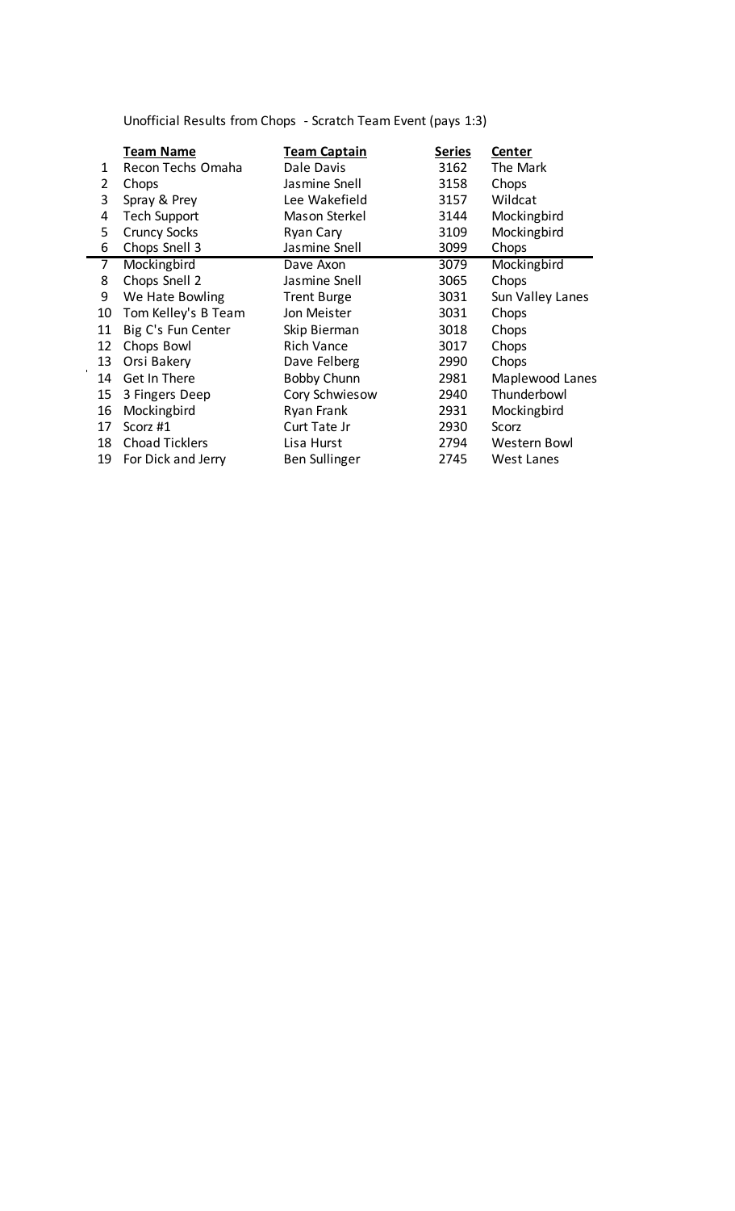Unofficial Results from Chops - Scratch Team Event (pays 1:3)

| | Team Name | Team Captain | Series | Center |
|---|---|---|---|---|
| 1 | Recon Techs Omaha | Dale Davis | 3162 | The Mark |
| 2 | Chops | Jasmine Snell | 3158 | Chops |
| 3 | Spray & Prey | Lee Wakefield | 3157 | Wildcat |
| 4 | Tech Support | Mason Sterkel | 3144 | Mockingbird |
| 5 | Cruncy Socks | Ryan Cary | 3109 | Mockingbird |
| 6 | Chops Snell 3 | Jasmine Snell | 3099 | Chops |
| 7 | Mockingbird | Dave Axon | 3079 | Mockingbird |
| 8 | Chops Snell 2 | Jasmine Snell | 3065 | Chops |
| 9 | We Hate Bowling | Trent Burge | 3031 | Sun Valley Lanes |
| 10 | Tom Kelley's B Team | Jon Meister | 3031 | Chops |
| 11 | Big C's Fun Center | Skip Bierman | 3018 | Chops |
| 12 | Chops Bowl | Rich Vance | 3017 | Chops |
| 13 | Orsi Bakery | Dave Felberg | 2990 | Chops |
| 14 | Get In There | Bobby Chunn | 2981 | Maplewood Lanes |
| 15 | 3 Fingers Deep | Cory Schwiesow | 2940 | Thunderbowl |
| 16 | Mockingbird | Ryan Frank | 2931 | Mockingbird |
| 17 | Scorz #1 | Curt Tate Jr | 2930 | Scorz |
| 18 | Choad Ticklers | Lisa Hurst | 2794 | Western Bowl |
| 19 | For Dick and Jerry | Ben Sullinger | 2745 | West Lanes |